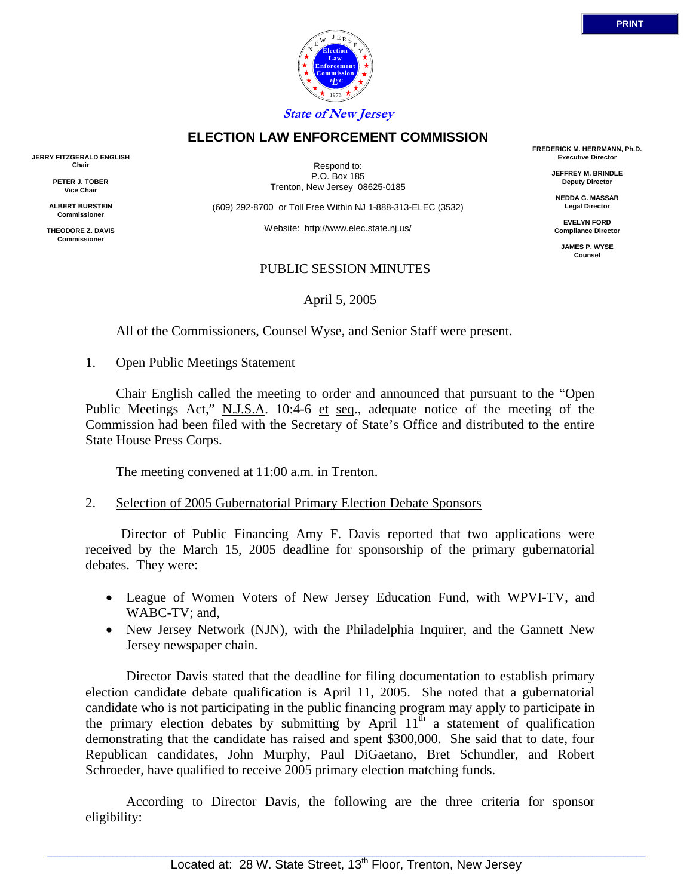State of New Jersey

# ELECTION LAW ENFORCEMENT COMMISSION

**JERRY FITZGERALD ENGLISH**
**Chair**

**PETER J. TOBER**
**Vice Chair**

**ALBERT BURSTEIN**
**Commissioner**

**THEODORE Z. DAVIS**
**Commissioner**

Respond to:
P.O. Box 185
Trenton, New Jersey 08625-0185

(609) 292-8700 or Toll Free Within NJ 1-888-313-ELEC (3532)

Website: http://www.elec.state.nj.us/

**FREDERICK M. HERRMANN, Ph.D.**
**Executive Director**

**JEFFREY M. BRINDLE**
**Deputy Director**

**NEDDA G. MASSAR**
**Legal Director**

**EVELYN FORD**
**Compliance Director**

**JAMES P. WYSE**
**Counsel**

PUBLIC SESSION MINUTES

April 5, 2005

All of the Commissioners, Counsel Wyse, and Senior Staff were present.

1. Open Public Meetings Statement

Chair English called the meeting to order and announced that pursuant to the "Open Public Meetings Act," N.J.S.A. 10:4-6 et seq., adequate notice of the meeting of the Commission had been filed with the Secretary of State's Office and distributed to the entire State House Press Corps.

The meeting convened at 11:00 a.m. in Trenton.

2. Selection of 2005 Gubernatorial Primary Election Debate Sponsors

Director of Public Financing Amy F. Davis reported that two applications were received by the March 15, 2005 deadline for sponsorship of the primary gubernatorial debates. They were:

- League of Women Voters of New Jersey Education Fund, with WPVI-TV, and WABC-TV; and,
- New Jersey Network (NJN), with the Philadelphia Inquirer, and the Gannett New Jersey newspaper chain.

Director Davis stated that the deadline for filing documentation to establish primary election candidate debate qualification is April 11, 2005. She noted that a gubernatorial candidate who is not participating in the public financing program may apply to participate in the primary election debates by submitting by April 11th a statement of qualification demonstrating that the candidate has raised and spent $300,000. She said that to date, four Republican candidates, John Murphy, Paul DiGaetano, Bret Schundler, and Robert Schroeder, have qualified to receive 2005 primary election matching funds.

According to Director Davis, the following are the three criteria for sponsor eligibility: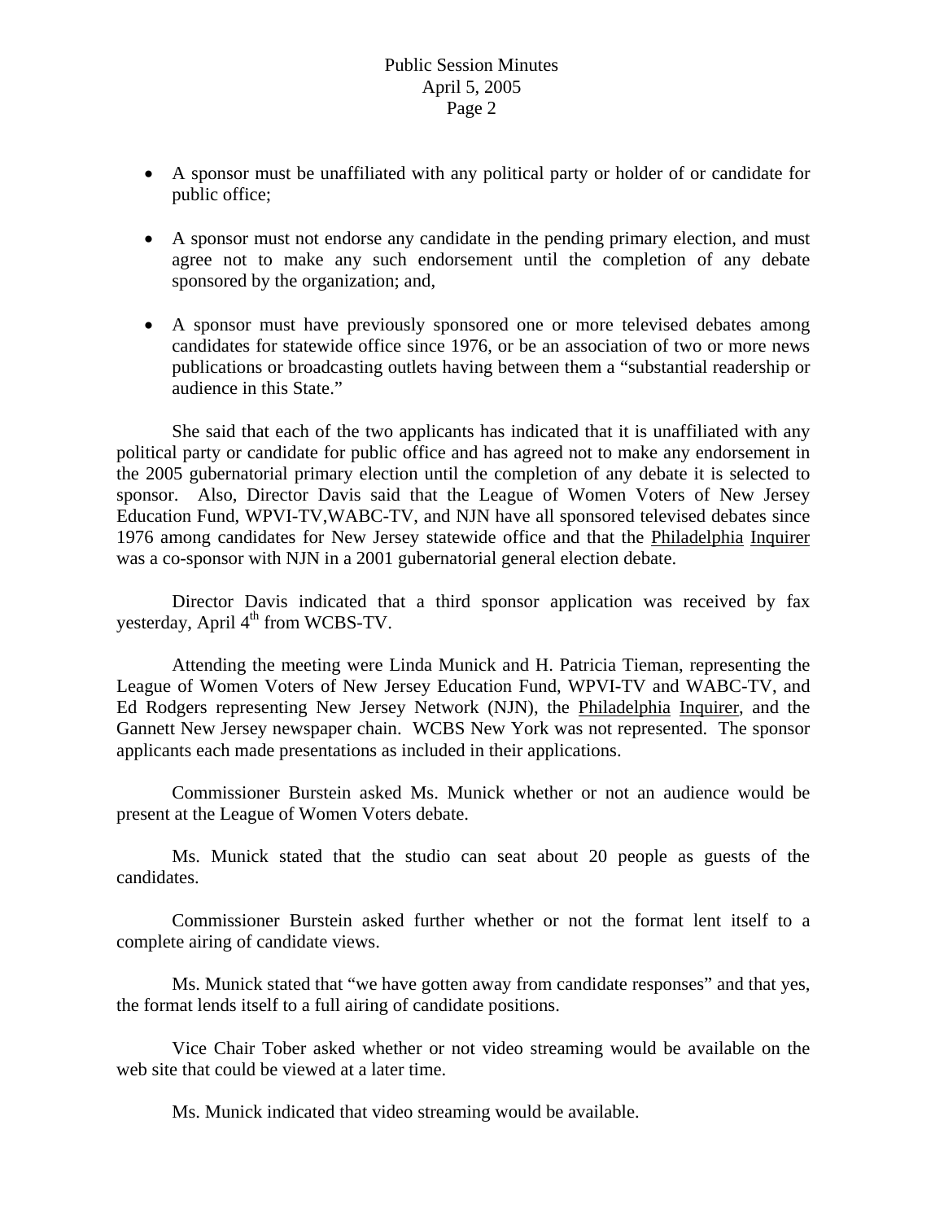- A sponsor must be unaffiliated with any political party or holder of or candidate for public office;

- A sponsor must not endorse any candidate in the pending primary election, and must agree not to make any such endorsement until the completion of any debate sponsored by the organization; and,

- A sponsor must have previously sponsored one or more televised debates among candidates for statewide office since 1976, or be an association of two or more news publications or broadcasting outlets having between them a "substantial readership or audience in this State."

She said that each of the two applicants has indicated that it is unaffiliated with any political party or candidate for public office and has agreed not to make any endorsement in the 2005 gubernatorial primary election until the completion of any debate it is selected to sponsor. Also, Director Davis said that the League of Women Voters of New Jersey Education Fund, WPVI-TV,WABC-TV, and NJN have all sponsored televised debates since 1976 among candidates for New Jersey statewide office and that the Philadelphia Inquirer was a co-sponsor with NJN in a 2001 gubernatorial general election debate.

Director Davis indicated that a third sponsor application was received by fax yesterday, April 4th from WCBS-TV.

Attending the meeting were Linda Munick and H. Patricia Tieman, representing the League of Women Voters of New Jersey Education Fund, WPVI-TV and WABC-TV, and Ed Rodgers representing New Jersey Network (NJN), the Philadelphia Inquirer, and the Gannett New Jersey newspaper chain. WCBS New York was not represented. The sponsor applicants each made presentations as included in their applications.

Commissioner Burstein asked Ms. Munick whether or not an audience would be present at the League of Women Voters debate.

Ms. Munick stated that the studio can seat about 20 people as guests of the candidates.

Commissioner Burstein asked further whether or not the format lent itself to a complete airing of candidate views.

Ms. Munick stated that "we have gotten away from candidate responses" and that yes, the format lends itself to a full airing of candidate positions.

Vice Chair Tober asked whether or not video streaming would be available on the web site that could be viewed at a later time.

Ms. Munick indicated that video streaming would be available.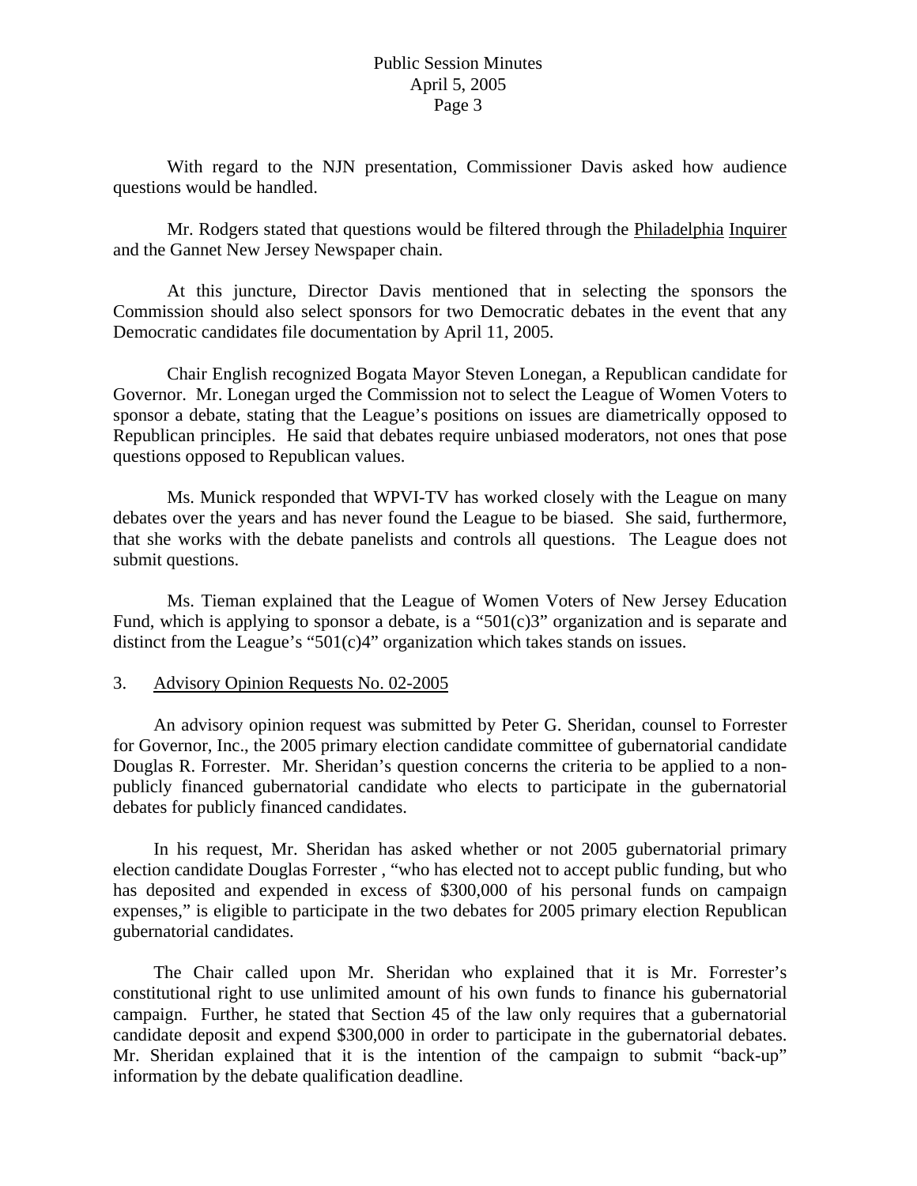With regard to the NJN presentation, Commissioner Davis asked how audience questions would be handled.

Mr. Rodgers stated that questions would be filtered through the Philadelphia Inquirer and the Gannet New Jersey Newspaper chain.

At this juncture, Director Davis mentioned that in selecting the sponsors the Commission should also select sponsors for two Democratic debates in the event that any Democratic candidates file documentation by April 11, 2005.

Chair English recognized Bogata Mayor Steven Lonegan, a Republican candidate for Governor. Mr. Lonegan urged the Commission not to select the League of Women Voters to sponsor a debate, stating that the League's positions on issues are diametrically opposed to Republican principles. He said that debates require unbiased moderators, not ones that pose questions opposed to Republican values.

Ms. Munick responded that WPVI-TV has worked closely with the League on many debates over the years and has never found the League to be biased. She said, furthermore, that she works with the debate panelists and controls all questions. The League does not submit questions.

Ms. Tieman explained that the League of Women Voters of New Jersey Education Fund, which is applying to sponsor a debate, is a "501(c)3" organization and is separate and distinct from the League's "501(c)4" organization which takes stands on issues.

3. Advisory Opinion Requests No. 02-2005

An advisory opinion request was submitted by Peter G. Sheridan, counsel to Forrester for Governor, Inc., the 2005 primary election candidate committee of gubernatorial candidate Douglas R. Forrester. Mr. Sheridan's question concerns the criteria to be applied to a non-publicly financed gubernatorial candidate who elects to participate in the gubernatorial debates for publicly financed candidates.

In his request, Mr. Sheridan has asked whether or not 2005 gubernatorial primary election candidate Douglas Forrester , "who has elected not to accept public funding, but who has deposited and expended in excess of $300,000 of his personal funds on campaign expenses," is eligible to participate in the two debates for 2005 primary election Republican gubernatorial candidates.

The Chair called upon Mr. Sheridan who explained that it is Mr. Forrester's constitutional right to use unlimited amount of his own funds to finance his gubernatorial campaign. Further, he stated that Section 45 of the law only requires that a gubernatorial candidate deposit and expend $300,000 in order to participate in the gubernatorial debates. Mr. Sheridan explained that it is the intention of the campaign to submit "back-up" information by the debate qualification deadline.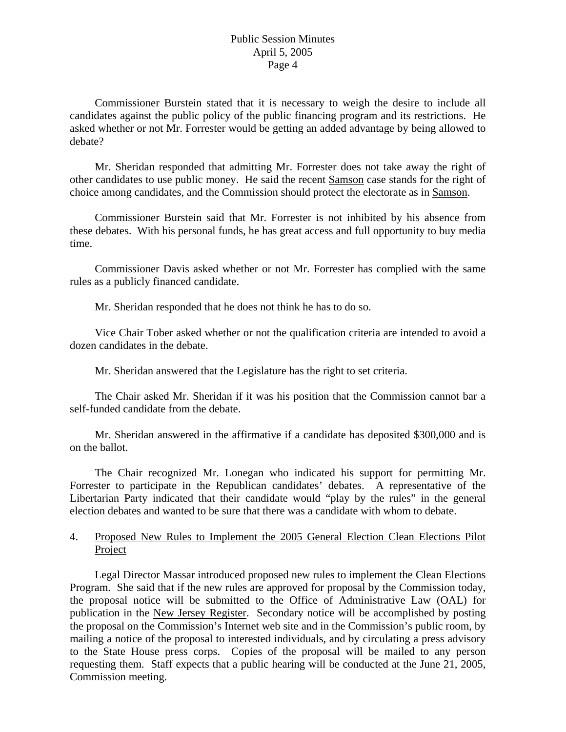Commissioner Burstein stated that it is necessary to weigh the desire to include all candidates against the public policy of the public financing program and its restrictions. He asked whether or not Mr. Forrester would be getting an added advantage by being allowed to debate?

Mr. Sheridan responded that admitting Mr. Forrester does not take away the right of other candidates to use public money. He said the recent Samson case stands for the right of choice among candidates, and the Commission should protect the electorate as in Samson.

Commissioner Burstein said that Mr. Forrester is not inhibited by his absence from these debates. With his personal funds, he has great access and full opportunity to buy media time.

Commissioner Davis asked whether or not Mr. Forrester has complied with the same rules as a publicly financed candidate.

Mr. Sheridan responded that he does not think he has to do so.

Vice Chair Tober asked whether or not the qualification criteria are intended to avoid a dozen candidates in the debate.

Mr. Sheridan answered that the Legislature has the right to set criteria.

The Chair asked Mr. Sheridan if it was his position that the Commission cannot bar a self-funded candidate from the debate.

Mr. Sheridan answered in the affirmative if a candidate has deposited $300,000 and is on the ballot.

The Chair recognized Mr. Lonegan who indicated his support for permitting Mr. Forrester to participate in the Republican candidates' debates. A representative of the Libertarian Party indicated that their candidate would "play by the rules" in the general election debates and wanted to be sure that there was a candidate with whom to debate.

4. Proposed New Rules to Implement the 2005 General Election Clean Elections Pilot Project

Legal Director Massar introduced proposed new rules to implement the Clean Elections Program. She said that if the new rules are approved for proposal by the Commission today, the proposal notice will be submitted to the Office of Administrative Law (OAL) for publication in the New Jersey Register. Secondary notice will be accomplished by posting the proposal on the Commission's Internet web site and in the Commission's public room, by mailing a notice of the proposal to interested individuals, and by circulating a press advisory to the State House press corps. Copies of the proposal will be mailed to any person requesting them. Staff expects that a public hearing will be conducted at the June 21, 2005, Commission meeting.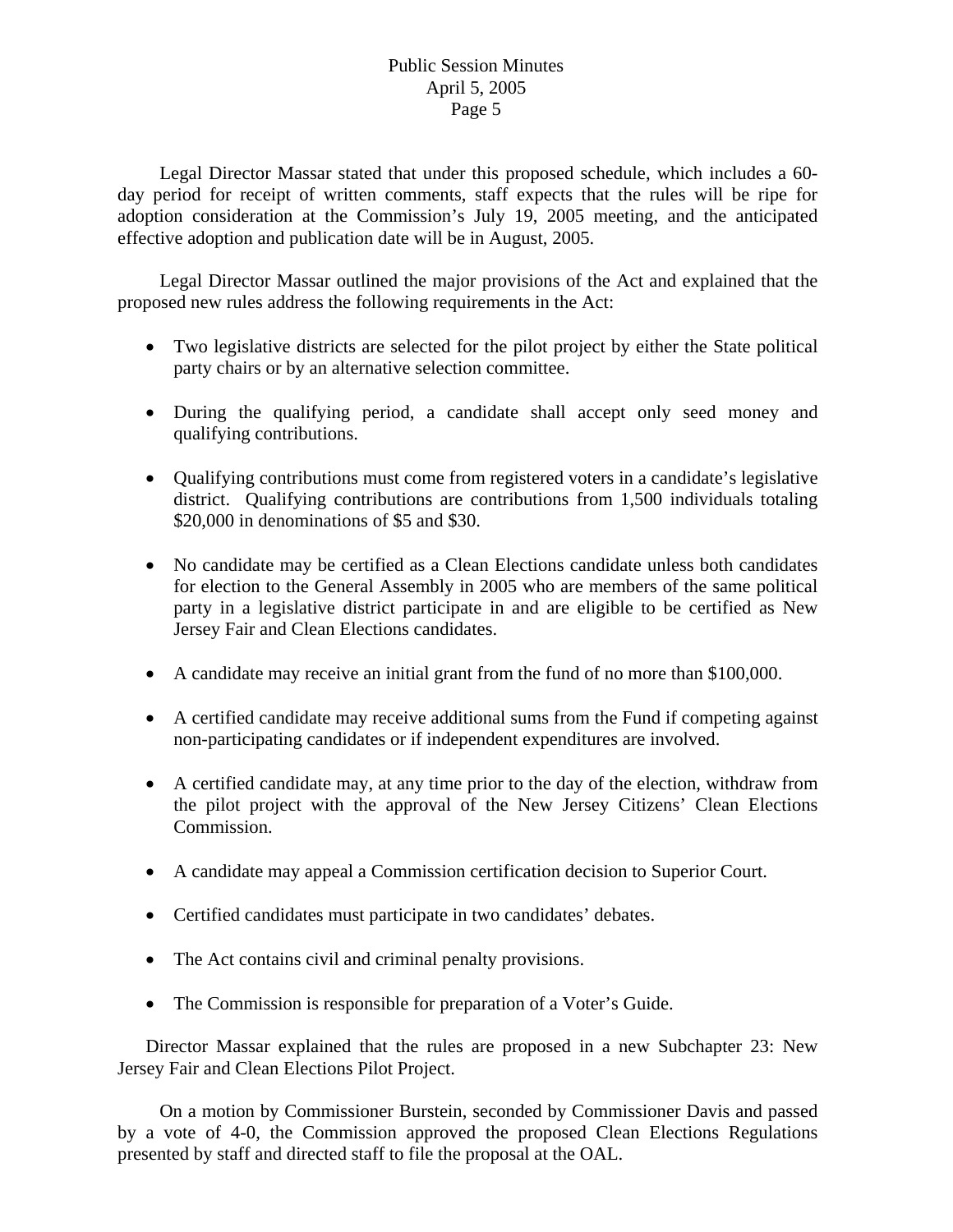Legal Director Massar stated that under this proposed schedule, which includes a 60-day period for receipt of written comments, staff expects that the rules will be ripe for adoption consideration at the Commission's July 19, 2005 meeting, and the anticipated effective adoption and publication date will be in August, 2005.

Legal Director Massar outlined the major provisions of the Act and explained that the proposed new rules address the following requirements in the Act:

- Two legislative districts are selected for the pilot project by either the State political party chairs or by an alternative selection committee.
- During the qualifying period, a candidate shall accept only seed money and qualifying contributions.
- Qualifying contributions must come from registered voters in a candidate's legislative district. Qualifying contributions are contributions from 1,500 individuals totaling $20,000 in denominations of $5 and $30.
- No candidate may be certified as a Clean Elections candidate unless both candidates for election to the General Assembly in 2005 who are members of the same political party in a legislative district participate in and are eligible to be certified as New Jersey Fair and Clean Elections candidates.
- A candidate may receive an initial grant from the fund of no more than $100,000.
- A certified candidate may receive additional sums from the Fund if competing against non-participating candidates or if independent expenditures are involved.
- A certified candidate may, at any time prior to the day of the election, withdraw from the pilot project with the approval of the New Jersey Citizens' Clean Elections Commission.
- A candidate may appeal a Commission certification decision to Superior Court.
- Certified candidates must participate in two candidates' debates.
- The Act contains civil and criminal penalty provisions.
- The Commission is responsible for preparation of a Voter's Guide.

Director Massar explained that the rules are proposed in a new Subchapter 23: New Jersey Fair and Clean Elections Pilot Project.

On a motion by Commissioner Burstein, seconded by Commissioner Davis and passed by a vote of 4-0, the Commission approved the proposed Clean Elections Regulations presented by staff and directed staff to file the proposal at the OAL.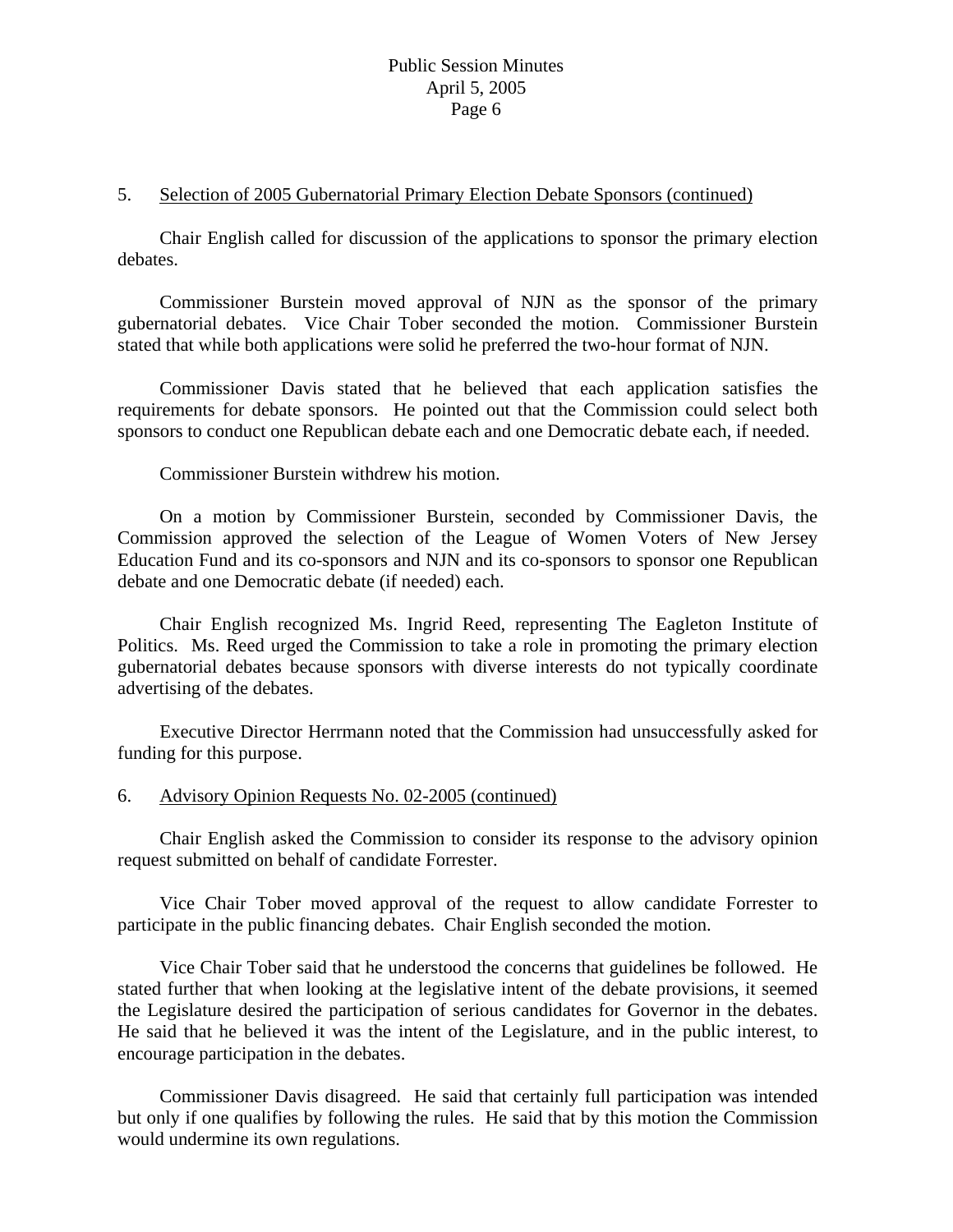5. Selection of 2005 Gubernatorial Primary Election Debate Sponsors (continued)

Chair English called for discussion of the applications to sponsor the primary election debates.

Commissioner Burstein moved approval of NJN as the sponsor of the primary gubernatorial debates. Vice Chair Tober seconded the motion. Commissioner Burstein stated that while both applications were solid he preferred the two-hour format of NJN.

Commissioner Davis stated that he believed that each application satisfies the requirements for debate sponsors. He pointed out that the Commission could select both sponsors to conduct one Republican debate each and one Democratic debate each, if needed.

Commissioner Burstein withdrew his motion.

On a motion by Commissioner Burstein, seconded by Commissioner Davis, the Commission approved the selection of the League of Women Voters of New Jersey Education Fund and its co-sponsors and NJN and its co-sponsors to sponsor one Republican debate and one Democratic debate (if needed) each.

Chair English recognized Ms. Ingrid Reed, representing The Eagleton Institute of Politics. Ms. Reed urged the Commission to take a role in promoting the primary election gubernatorial debates because sponsors with diverse interests do not typically coordinate advertising of the debates.

Executive Director Herrmann noted that the Commission had unsuccessfully asked for funding for this purpose.

6. Advisory Opinion Requests No. 02-2005 (continued)

Chair English asked the Commission to consider its response to the advisory opinion request submitted on behalf of candidate Forrester.

Vice Chair Tober moved approval of the request to allow candidate Forrester to participate in the public financing debates. Chair English seconded the motion.

Vice Chair Tober said that he understood the concerns that guidelines be followed. He stated further that when looking at the legislative intent of the debate provisions, it seemed the Legislature desired the participation of serious candidates for Governor in the debates. He said that he believed it was the intent of the Legislature, and in the public interest, to encourage participation in the debates.

Commissioner Davis disagreed. He said that certainly full participation was intended but only if one qualifies by following the rules. He said that by this motion the Commission would undermine its own regulations.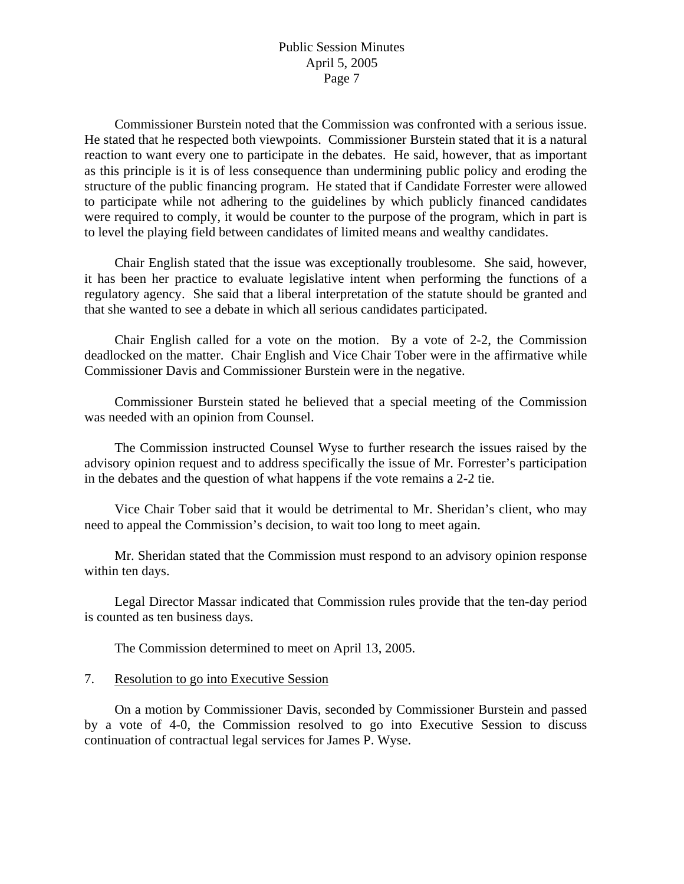Commissioner Burstein noted that the Commission was confronted with a serious issue. He stated that he respected both viewpoints. Commissioner Burstein stated that it is a natural reaction to want every one to participate in the debates. He said, however, that as important as this principle is it is of less consequence than undermining public policy and eroding the structure of the public financing program. He stated that if Candidate Forrester were allowed to participate while not adhering to the guidelines by which publicly financed candidates were required to comply, it would be counter to the purpose of the program, which in part is to level the playing field between candidates of limited means and wealthy candidates.

Chair English stated that the issue was exceptionally troublesome. She said, however, it has been her practice to evaluate legislative intent when performing the functions of a regulatory agency. She said that a liberal interpretation of the statute should be granted and that she wanted to see a debate in which all serious candidates participated.

Chair English called for a vote on the motion. By a vote of 2-2, the Commission deadlocked on the matter. Chair English and Vice Chair Tober were in the affirmative while Commissioner Davis and Commissioner Burstein were in the negative.

Commissioner Burstein stated he believed that a special meeting of the Commission was needed with an opinion from Counsel.

The Commission instructed Counsel Wyse to further research the issues raised by the advisory opinion request and to address specifically the issue of Mr. Forrester's participation in the debates and the question of what happens if the vote remains a 2-2 tie.

Vice Chair Tober said that it would be detrimental to Mr. Sheridan's client, who may need to appeal the Commission's decision, to wait too long to meet again.

Mr. Sheridan stated that the Commission must respond to an advisory opinion response within ten days.

Legal Director Massar indicated that Commission rules provide that the ten-day period is counted as ten business days.

The Commission determined to meet on April 13, 2005.

7. Resolution to go into Executive Session

On a motion by Commissioner Davis, seconded by Commissioner Burstein and passed by a vote of 4-0, the Commission resolved to go into Executive Session to discuss continuation of contractual legal services for James P. Wyse.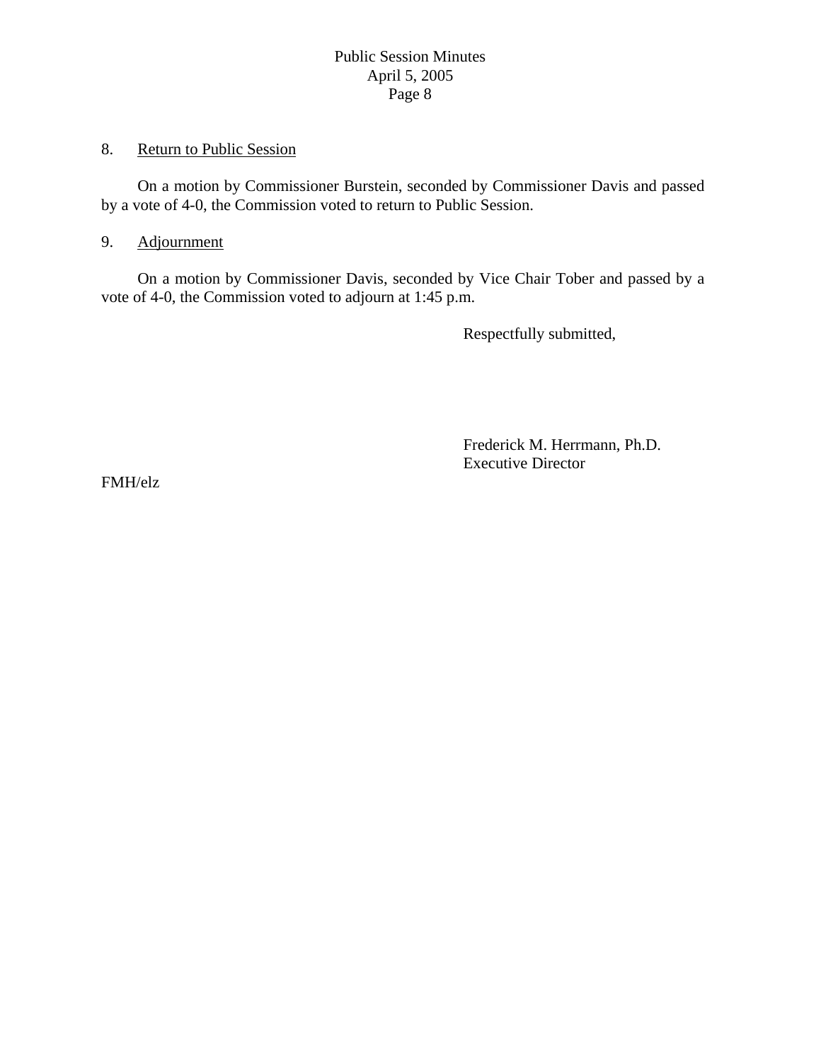8. Return to Public Session

On a motion by Commissioner Burstein, seconded by Commissioner Davis and passed by a vote of 4-0, the Commission voted to return to Public Session.

9. Adjournment

On a motion by Commissioner Davis, seconded by Vice Chair Tober and passed by a vote of 4-0, the Commission voted to adjourn at 1:45 p.m.

Respectfully submitted,

Frederick M. Herrmann, Ph.D.
Executive Director

FMH/elz